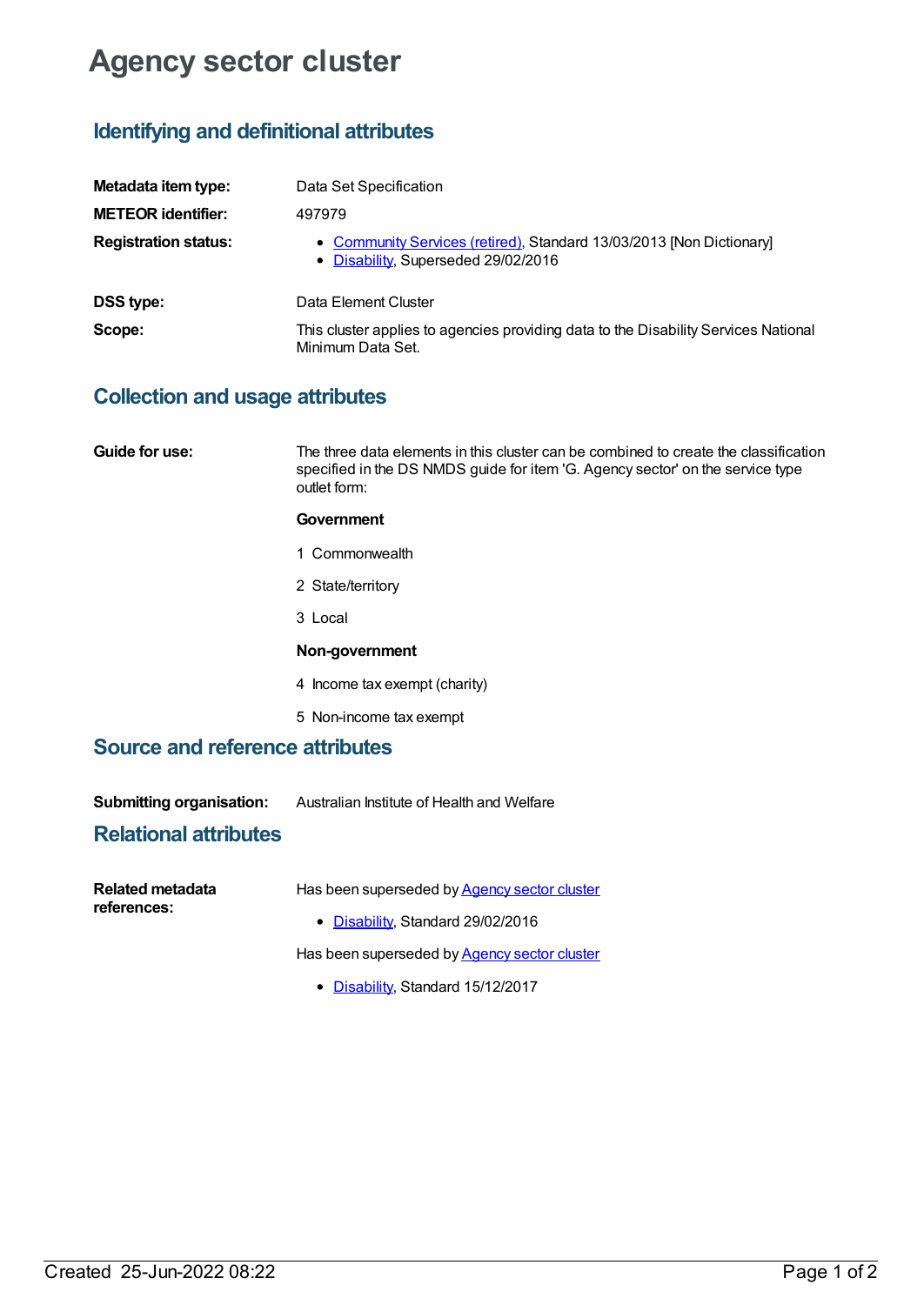# Agency sector cluster

## Identifying and definitional attributes

**Metadata item type:** Data Set Specification

**METEOR identifier:** 497979

**Registration status:**

- Community Services (retired), Standard 13/03/2013 [Non Dictionary]
- Disability, Superseded 29/02/2016

**DSS type:** Data Element Cluster

**Scope:** This cluster applies to agencies providing data to the Disability Services National Minimum Data Set.

## Collection and usage attributes

**Guide for use:** The three data elements in this cluster can be combined to create the classification specified in the DS NMDS guide for item 'G. Agency sector' on the service type outlet form:

**Government**

1 Commonwealth

2 State/territory

3 Local

**Non-government**

4 Income tax exempt (charity)

5 Non-income tax exempt

## Source and reference attributes

**Submitting organisation:** Australian Institute of Health and Welfare

## Relational attributes

**Related metadata references:**

Has been superseded by Agency sector cluster

- Disability, Standard 29/02/2016

Has been superseded by Agency sector cluster

- Disability, Standard 15/12/2017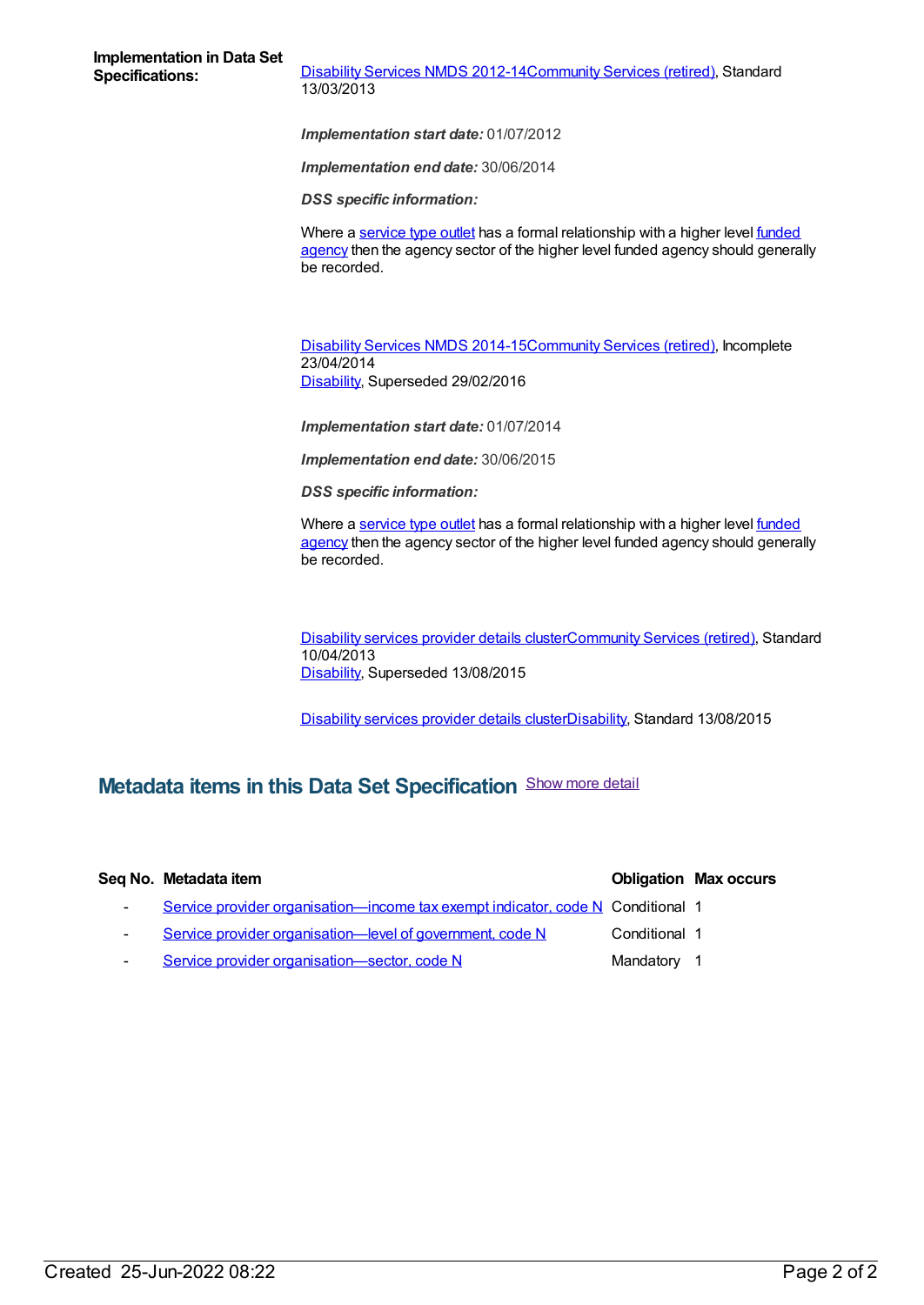**Implementation in Data Set Specifications:**

Disability Services NMDS 2012-14Community Services (retired), Standard 13/03/2013

***Implementation start date:*** 01/07/2012

***Implementation end date:*** 30/06/2014

***DSS specific information:***

Where a service type outlet has a formal relationship with a higher level funded agency then the agency sector of the higher level funded agency should generally be recorded.

Disability Services NMDS 2014-15Community Services (retired), Incomplete 23/04/2014
Disability, Superseded 29/02/2016

***Implementation start date:*** 01/07/2014

***Implementation end date:*** 30/06/2015

***DSS specific information:***

Where a service type outlet has a formal relationship with a higher level funded agency then the agency sector of the higher level funded agency should generally be recorded.

Disability services provider details clusterCommunity Services (retired), Standard 10/04/2013
Disability, Superseded 13/08/2015

Disability services provider details clusterDisability, Standard 13/08/2015

## Metadata items in this Data Set Specification

Show more detail

| Seq No. | Metadata item | Obligation | Max occurs |
|---|---|---|---|
| - | Service provider organisation—income tax exempt indicator, code N | Conditional | 1 |
| - | Service provider organisation—level of government, code N | Conditional | 1 |
| - | Service provider organisation—sector, code N | Mandatory | 1 |